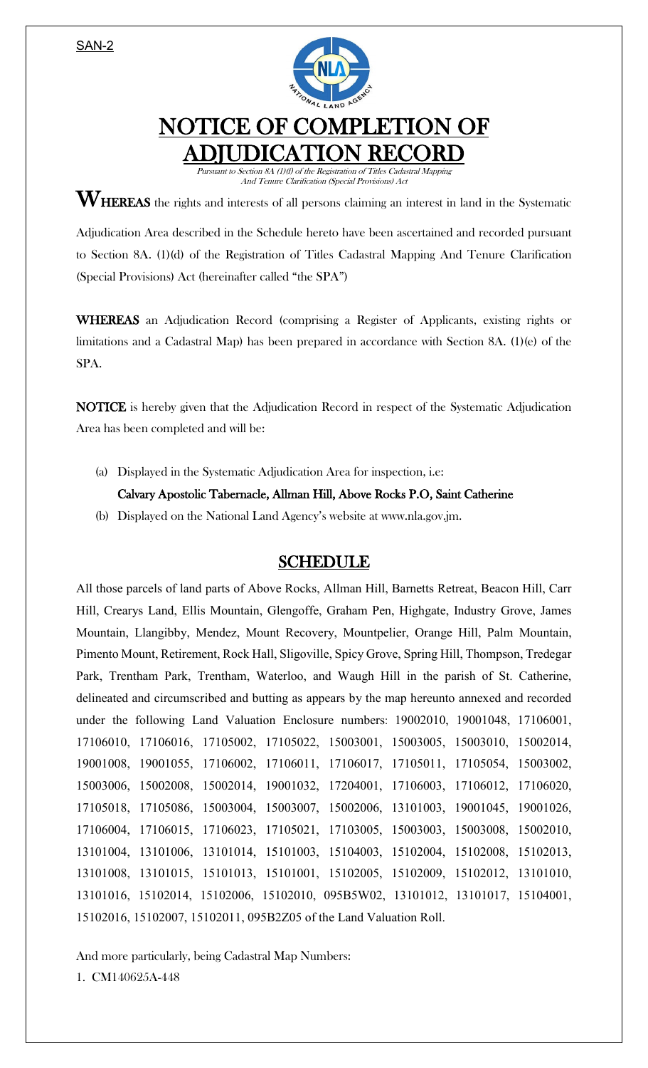SAN-2

# NOTICE OF COMPLETION OF ADJUDICATION RECORD

*Pursuant to Section 8A (1)(f) of the Registration of Titles Cadastral Mapping And Tenure Clarification (Special Provisions) Act*

**WHEREAS** the rights and interests of all persons claiming an interest in land in the Systematic Adjudication Area described in the Schedule hereto have been ascertained and recorded pursuant to Section 8A. (1)(d) of the Registration of Titles Cadastral Mapping And Tenure Clarification (Special Provisions) Act (hereinafter called "the SPA")

**WHEREAS** an Adjudication Record (comprising a Register of Applicants, existing rights or limitations and a Cadastral Map) has been prepared in accordance with Section 8A. (1)(e) of the SPA.

**NOTICE** is hereby given that the Adjudication Record in respect of the Systematic Adjudication Area has been completed and will be:

(a) Displayed in the Systematic Adjudication Area for inspection, i.e:
**Calvary Apostolic Tabernacle, Allman Hill, Above Rocks P.O, Saint Catherine**

(b) Displayed on the National Land Agency's website at www.nla.gov.jm.

## SCHEDULE

All those parcels of land parts of Above Rocks, Allman Hill, Barnetts Retreat, Beacon Hill, Carr Hill, Crearys Land, Ellis Mountain, Glengoffe, Graham Pen, Highgate, Industry Grove, James Mountain, Llangibby, Mendez, Mount Recovery, Mountpelier, Orange Hill, Palm Mountain, Pimento Mount, Retirement, Rock Hall, Sligoville, Spicy Grove, Spring Hill, Thompson, Tredegar Park, Trentham Park, Trentham, Waterloo, and Waugh Hill in the parish of St. Catherine, delineated and circumscribed and butting as appears by the map hereunto annexed and recorded under the following Land Valuation Enclosure numbers: 19002010, 19001048, 17106001, 17106010, 17106016, 17105002, 17105022, 15003001, 15003005, 15003010, 15002014, 19001008, 19001055, 17106002, 17106011, 17106017, 17105011, 17105054, 15003002, 15003006, 15002008, 15002014, 19001032, 17204001, 17106003, 17106012, 17106020, 17105018, 17105086, 15003004, 15003007, 15002006, 13101003, 19001045, 19001026, 17106004, 17106015, 17106023, 17105021, 17103005, 15003003, 15003008, 15002010, 13101004, 13101006, 13101014, 15101003, 15104003, 15102004, 15102008, 15102013, 13101008, 13101015, 15101013, 15101001, 15102005, 15102009, 15102012, 13101010, 13101016, 15102014, 15102006, 15102010, 095B5W02, 13101012, 13101017, 15104001, 15102016, 15102007, 15102011, 095B2Z05 of the Land Valuation Roll.

And more particularly, being Cadastral Map Numbers:

1. CM140625A-448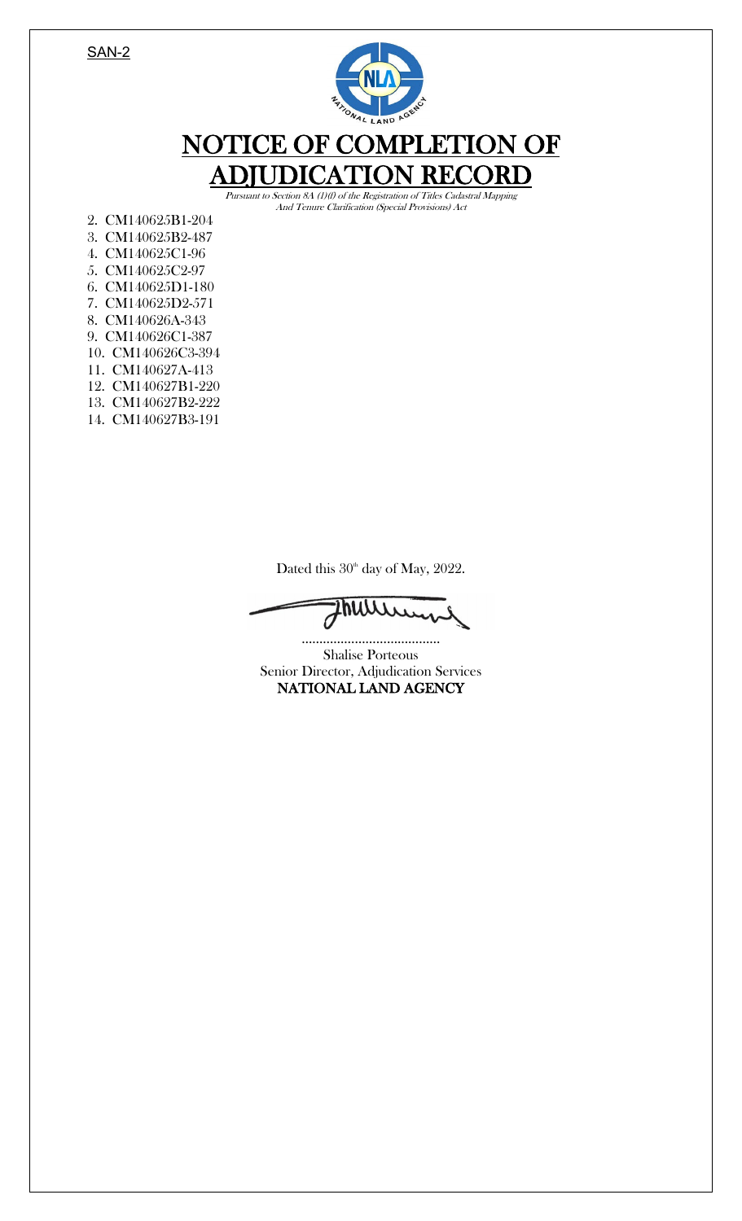SAN-2

# NOTICE OF COMPLETION OF ADJUDICATION RECORD

*Pursuant to Section 8A (1)(f) of the Registration of Titles Cadastral Mapping And Tenure Clarification (Special Provisions) Act*

2. CM140625B1-204
3. CM140625B2-487
4. CM140625C1-96
5. CM140625C2-97
6. CM140625D1-180
7. CM140625D2-571
8. CM140626A-343
9. CM140626C1-387
10. CM140626C3-394
11. CM140627A-413
12. CM140627B1-220
13. CM140627B2-222
14. CM140627B3-191

Dated this 30th day of May, 2022.

.......................................

Shalise Porteous
Senior Director, Adjudication Services
**NATIONAL LAND AGENCY**